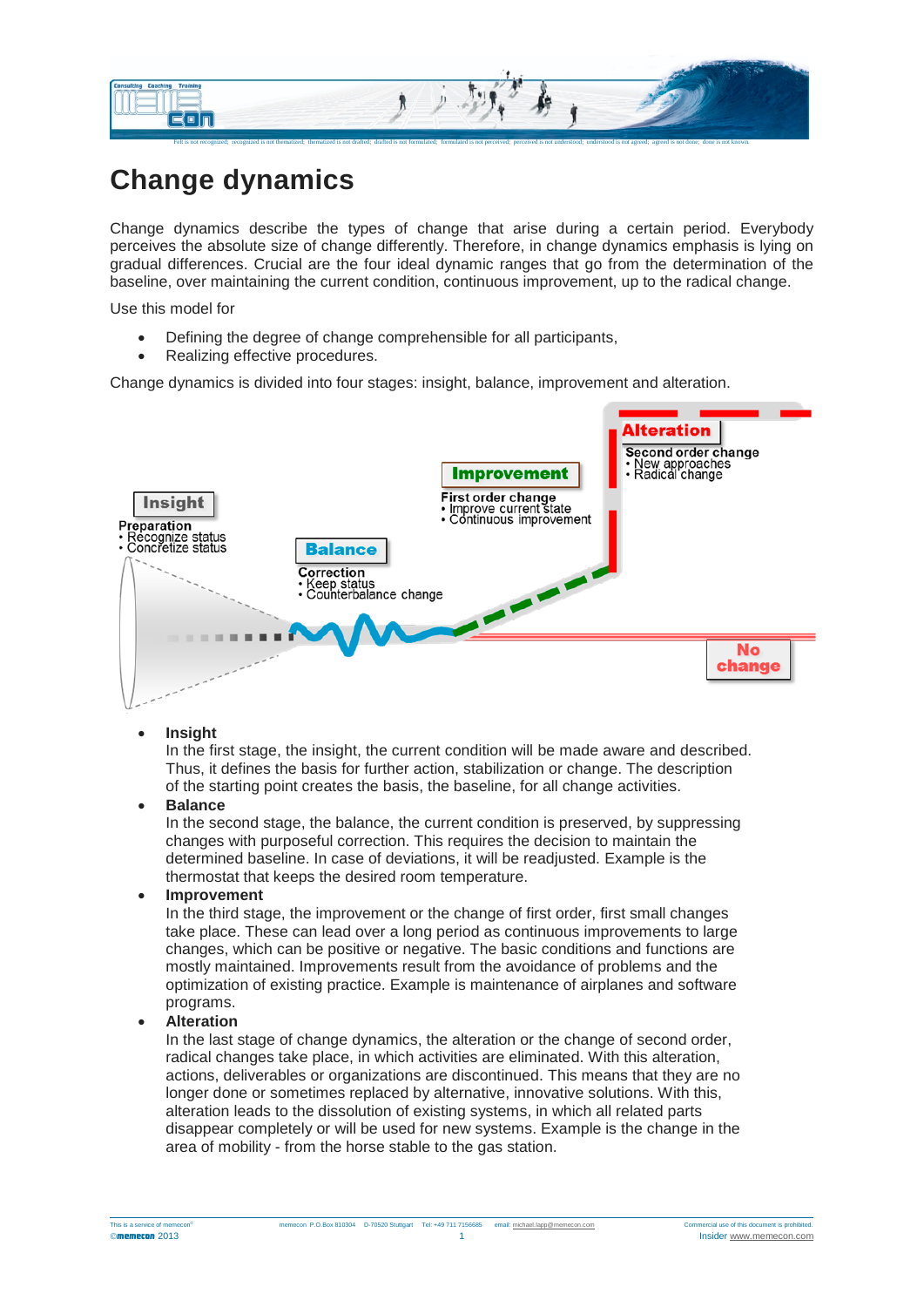# Change dynamics

Change dynamics describe the types of change that arise during a certain period. Everybody perceives the absolute size of change differently. Therefore, in change dynamics emphasis is lying on gradual differences. Crucial are the four ideal dynamic ranges that go from the determination of the baseline, over maintaining the current condition, continuous improvement, up to the radical change.

Use this model for

- Defining the degree of change comprehensible for all participants,
- Realizing effective procedures.

Change dynamics is divided into four stages: insight, balance, improvement and alteration.

Insight
Preparation
• Recognize status
• Concretize status

Balance
Correction
• Keep status
• Counterbalance change

Improvement
First order change
• Improve current state
• Continuous improvement

Alteration
Second order change
• New approaches
• Radical change

No change

- **Insight**
  In the first stage, the insight, the current condition will be made aware and described. Thus, it defines the basis for further action, stabilization or change. The description of the starting point creates the basis, the baseline, for all change activities.
- **Balance**
  In the second stage, the balance, the current condition is preserved, by suppressing changes with purposeful correction. This requires the decision to maintain the determined baseline. In case of deviations, it will be readjusted. Example is the thermostat that keeps the desired room temperature.
- **Improvement**
  In the third stage, the improvement or the change of first order, first small changes take place. These can lead over a long period as continuous improvements to large changes, which can be positive or negative. The basic conditions and functions are mostly maintained. Improvements result from the avoidance of problems and the optimization of existing practice. Example is maintenance of airplanes and software programs.
- **Alteration**
  In the last stage of change dynamics, the alteration or the change of second order, radical changes take place, in which activities are eliminated. With this alteration, actions, deliverables or organizations are discontinued. This means that they are no longer done or sometimes replaced by alternative, innovative solutions. With this, alteration leads to the dissolution of existing systems, in which all related parts disappear completely or will be used for new systems. Example is the change in the area of mobility - from the horse stable to the gas station.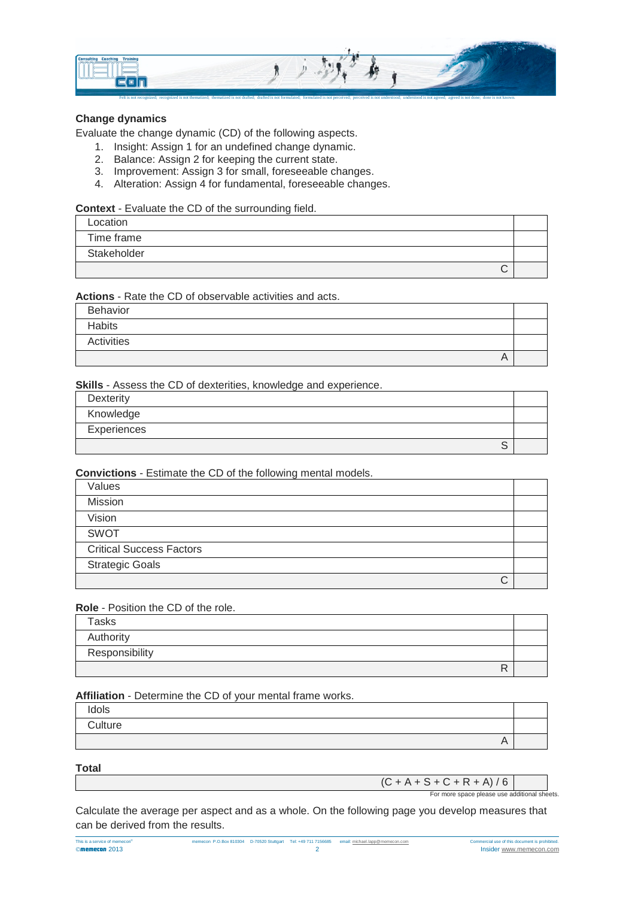### Change dynamics

Evaluate the change dynamic (CD) of the following aspects.

1. Insight: Assign 1 for an undefined change dynamic.
2. Balance: Assign 2 for keeping the current state.
3. Improvement: Assign 3 for small, foreseeable changes.
4. Alteration: Assign 4 for fundamental, foreseeable changes.

**Context** - Evaluate the CD of the surrounding field.

| | |
|---|---|
| Location | |
| Time frame | |
| Stakeholder | |
| C | |

**Actions** - Rate the CD of observable activities and acts.

| | |
|---|---|
| Behavior | |
| Habits | |
| Activities | |
| A | |

**Skills** - Assess the CD of dexterities, knowledge and experience.

| | |
|---|---|
| Dexterity | |
| Knowledge | |
| Experiences | |
| S | |

**Convictions** - Estimate the CD of the following mental models.

| | |
|---|---|
| Values | |
| Mission | |
| Vision | |
| SWOT | |
| Critical Success Factors | |
| Strategic Goals | |
| C | |

**Role** - Position the CD of the role.

| | |
|---|---|
| Tasks | |
| Authority | |
| Responsibility | |
| R | |

**Affiliation** - Determine the CD of your mental frame works.

| | |
|---|---|
| Idols | |
| Culture | |
| A | |

**Total**

| | |
|---|---|
| (C + A + S + C + R + A) / 6 | |

For more space please use additional sheets.

Calculate the average per aspect and as a whole. On the following page you develop measures that can be derived from the results.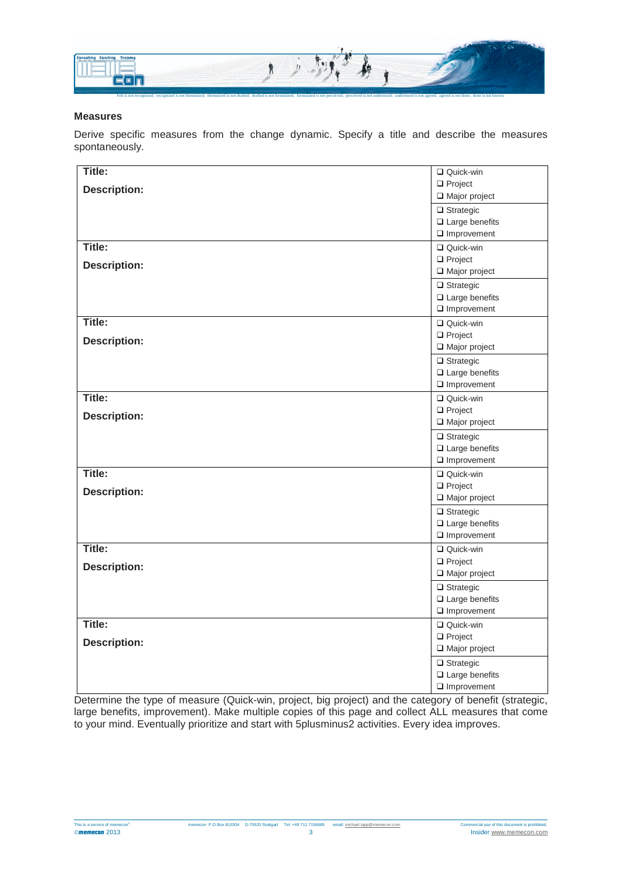## Measures

Derive specific measures from the change dynamic. Specify a title and describe the measures spontaneously.

| | |
|---|---|
| **Title:**<br><br>**Description:** | ❑ Quick-win<br>❑ Project<br>❑ Major project<br><br>❑ Strategic<br>❑ Large benefits<br>❑ Improvement |
| **Title:**<br><br>**Description:** | ❑ Quick-win<br>❑ Project<br>❑ Major project<br><br>❑ Strategic<br>❑ Large benefits<br>❑ Improvement |
| **Title:**<br><br>**Description:** | ❑ Quick-win<br>❑ Project<br>❑ Major project<br><br>❑ Strategic<br>❑ Large benefits<br>❑ Improvement |
| **Title:**<br><br>**Description:** | ❑ Quick-win<br>❑ Project<br>❑ Major project<br><br>❑ Strategic<br>❑ Large benefits<br>❑ Improvement |
| **Title:**<br><br>**Description:** | ❑ Quick-win<br>❑ Project<br>❑ Major project<br><br>❑ Strategic<br>❑ Large benefits<br>❑ Improvement |
| **Title:**<br><br>**Description:** | ❑ Quick-win<br>❑ Project<br>❑ Major project<br><br>❑ Strategic<br>❑ Large benefits<br>❑ Improvement |
| **Title:**<br><br>**Description:** | ❑ Quick-win<br>❑ Project<br>❑ Major project<br><br>❑ Strategic<br>❑ Large benefits<br>❑ Improvement |

Determine the type of measure (Quick-win, project, big project) and the category of benefit (strategic, large benefits, improvement). Make multiple copies of this page and collect ALL measures that come to your mind. Eventually prioritize and start with 5plusminus2 activities. Every idea improves.